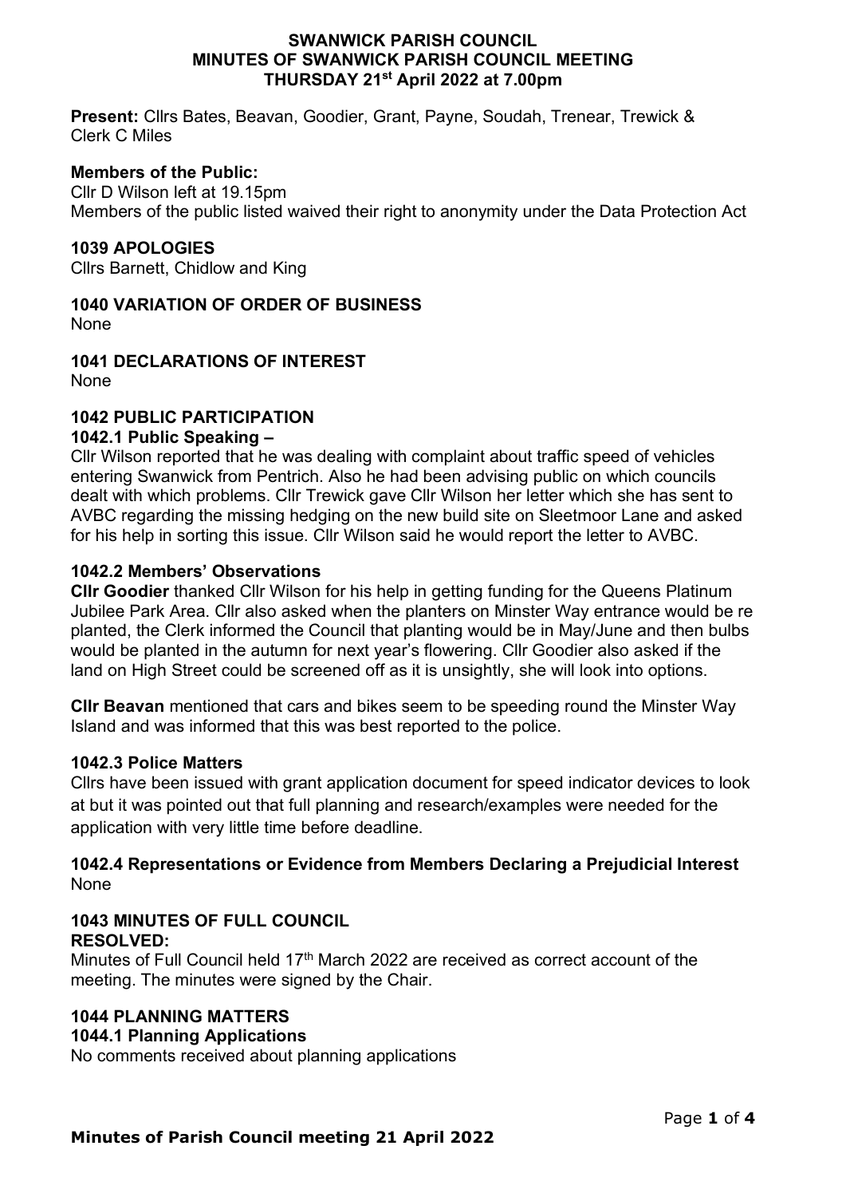# SWANWICK PARISH COUNCIL
## MINUTES OF SWANWICK PARISH COUNCIL MEETING
## THURSDAY 21st April 2022 at 7.00pm

**Present:** Cllrs Bates, Beavan, Goodier, Grant, Payne, Soudah, Trenear, Trewick & Clerk C Miles

**Members of the Public:**
Cllr D Wilson left at 19.15pm
Members of the public listed waived their right to anonymity under the Data Protection Act

### 1039 APOLOGIES
Cllrs Barnett, Chidlow and King

### 1040 VARIATION OF ORDER OF BUSINESS
None

### 1041 DECLARATIONS OF INTEREST
None

### 1042 PUBLIC PARTICIPATION
#### 1042.1 Public Speaking –
Cllr Wilson reported that he was dealing with complaint about traffic speed of vehicles entering Swanwick from Pentrich. Also he had been advising public on which councils dealt with which problems. Cllr Trewick gave Cllr Wilson her letter which she has sent to AVBC regarding the missing hedging on the new build site on Sleetmoor Lane and asked for his help in sorting this issue. Cllr Wilson said he would report the letter to AVBC.

#### 1042.2 Members' Observations
**Cllr Goodier** thanked Cllr Wilson for his help in getting funding for the Queens Platinum Jubilee Park Area. Cllr also asked when the planters on Minster Way entrance would be re planted, the Clerk informed the Council that planting would be in May/June and then bulbs would be planted in the autumn for next year's flowering. Cllr Goodier also asked if the land on High Street could be screened off as it is unsightly, she will look into options.

**Cllr Beavan** mentioned that cars and bikes seem to be speeding round the Minster Way Island and was informed that this was best reported to the police.

#### 1042.3 Police Matters
Cllrs have been issued with grant application document for speed indicator devices to look at but it was pointed out that full planning and research/examples were needed for the application with very little time before deadline.

#### 1042.4 Representations or Evidence from Members Declaring a Prejudicial Interest
None

### 1043 MINUTES OF FULL COUNCIL
**RESOLVED:**
Minutes of Full Council held 17th March 2022 are received as correct account of the meeting. The minutes were signed by the Chair.

### 1044 PLANNING MATTERS
#### 1044.1 Planning Applications
No comments received about planning applications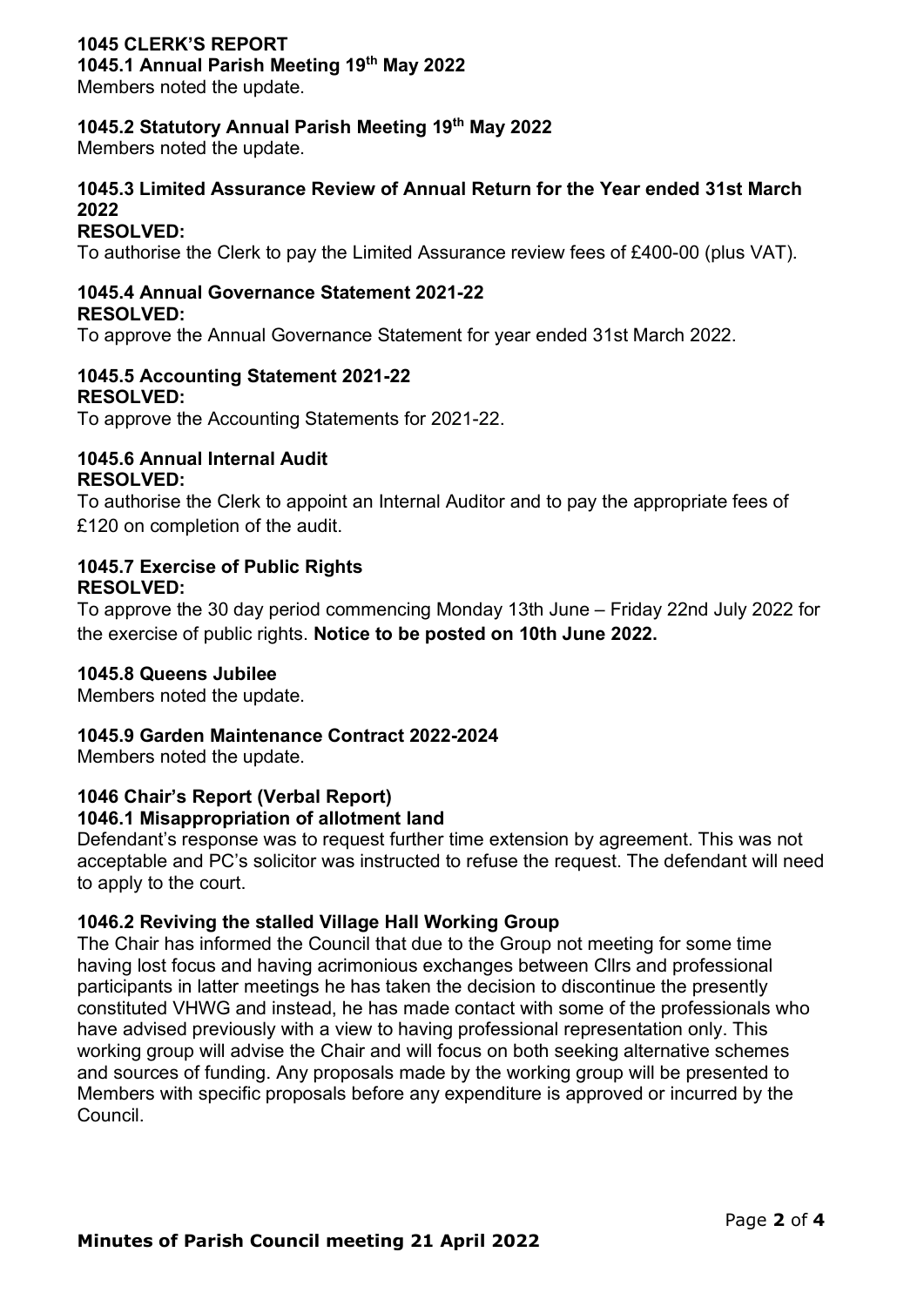**1045 CLERK'S REPORT**

**1045.1 Annual Parish Meeting 19th May 2022**

Members noted the update.

**1045.2 Statutory Annual Parish Meeting 19th May 2022**

Members noted the update.

**1045.3 Limited Assurance Review of Annual Return for the Year ended 31st March 2022**

**RESOLVED:**

To authorise the Clerk to pay the Limited Assurance review fees of £400-00 (plus VAT).

**1045.4 Annual Governance Statement 2021-22**

**RESOLVED:**

To approve the Annual Governance Statement for year ended 31st March 2022.

**1045.5 Accounting Statement 2021-22**

**RESOLVED:**

To approve the Accounting Statements for 2021-22.

**1045.6 Annual Internal Audit**

**RESOLVED:**

To authorise the Clerk to appoint an Internal Auditor and to pay the appropriate fees of £120 on completion of the audit.

**1045.7 Exercise of Public Rights**

**RESOLVED:**

To approve the 30 day period commencing Monday 13th June – Friday 22nd July 2022 for the exercise of public rights. **Notice to be posted on 10th June 2022.**

**1045.8 Queens Jubilee**

Members noted the update.

**1045.9 Garden Maintenance Contract 2022-2024**

Members noted the update.

**1046 Chair's Report (Verbal Report)**

**1046.1 Misappropriation of allotment land**

Defendant's response was to request further time extension by agreement. This was not acceptable and PC's solicitor was instructed to refuse the request. The defendant will need to apply to the court.

**1046.2 Reviving the stalled Village Hall Working Group**

The Chair has informed the Council that due to the Group not meeting for some time having lost focus and having acrimonious exchanges between Cllrs and professional participants in latter meetings he has taken the decision to discontinue the presently constituted VHWG and instead, he has made contact with some of the professionals who have advised previously with a view to having professional representation only. This working group will advise the Chair and will focus on both seeking alternative schemes and sources of funding. Any proposals made by the working group will be presented to Members with specific proposals before any expenditure is approved or incurred by the Council.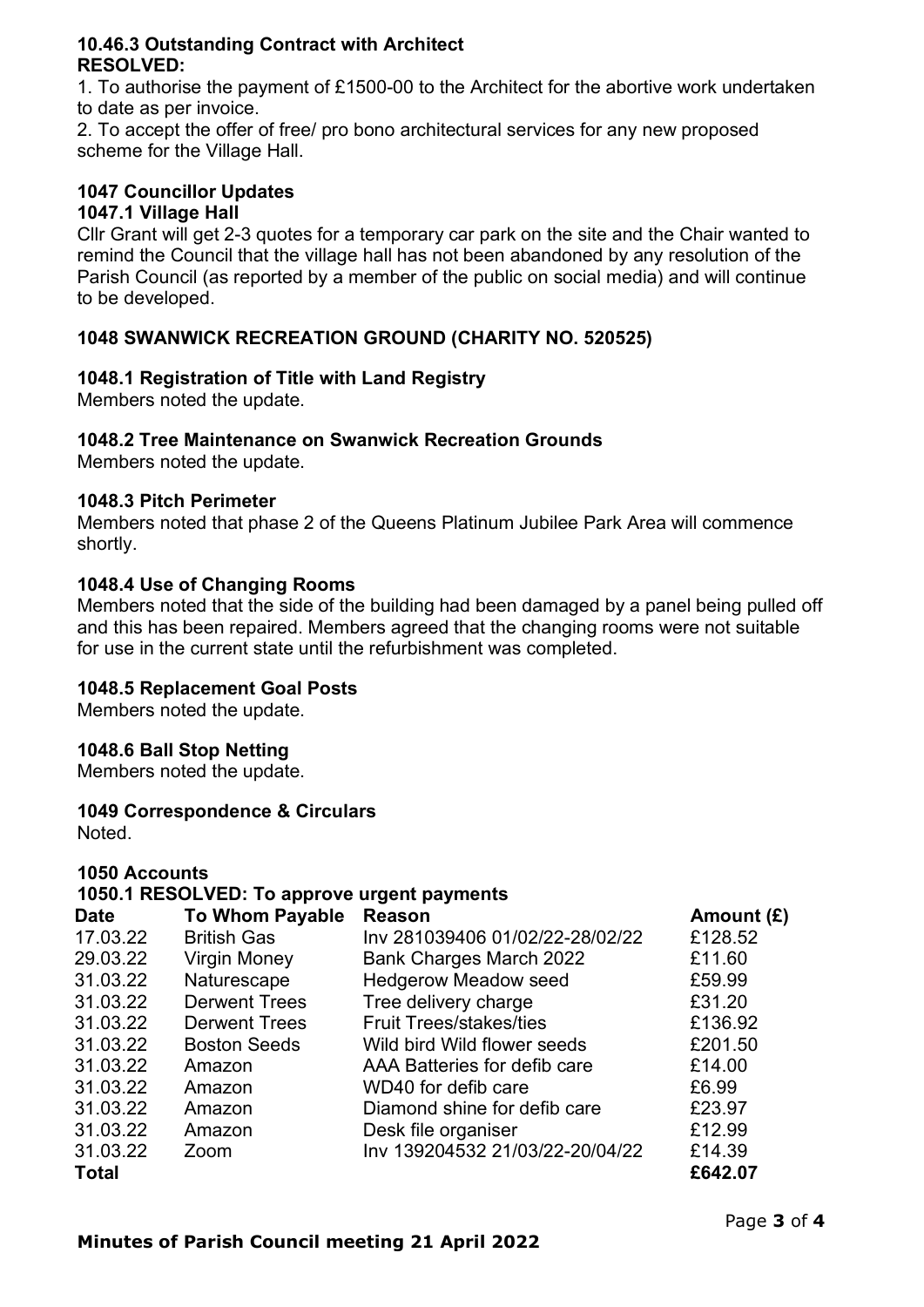### 10.46.3 Outstanding Contract with Architect

**RESOLVED:**

1. To authorise the payment of £1500-00 to the Architect for the abortive work undertaken to date as per invoice.
2. To accept the offer of free/ pro bono architectural services for any new proposed scheme for the Village Hall.

## 1047 Councillor Updates

### 1047.1 Village Hall

Cllr Grant will get 2-3 quotes for a temporary car park on the site and the Chair wanted to remind the Council that the village hall has not been abandoned by any resolution of the Parish Council (as reported by a member of the public on social media) and will continue to be developed.

## 1048 SWANWICK RECREATION GROUND (CHARITY NO. 520525)

### 1048.1 Registration of Title with Land Registry

Members noted the update.

### 1048.2 Tree Maintenance on Swanwick Recreation Grounds

Members noted the update.

### 1048.3 Pitch Perimeter

Members noted that phase 2 of the Queens Platinum Jubilee Park Area will commence shortly.

### 1048.4 Use of Changing Rooms

Members noted that the side of the building had been damaged by a panel being pulled off and this has been repaired. Members agreed that the changing rooms were not suitable for use in the current state until the refurbishment was completed.

### 1048.5 Replacement Goal Posts

Members noted the update.

### 1048.6 Ball Stop Netting

Members noted the update.

## 1049 Correspondence & Circulars

Noted.

## 1050 Accounts

### 1050.1 RESOLVED: To approve urgent payments

| Date | To Whom Payable | Reason | Amount (£) |
|---|---|---|---|
| 17.03.22 | British Gas | Inv 281039406 01/02/22-28/02/22 | £128.52 |
| 29.03.22 | Virgin Money | Bank Charges March 2022 | £11.60 |
| 31.03.22 | Naturescape | Hedgerow Meadow seed | £59.99 |
| 31.03.22 | Derwent Trees | Tree delivery charge | £31.20 |
| 31.03.22 | Derwent Trees | Fruit Trees/stakes/ties | £136.92 |
| 31.03.22 | Boston Seeds | Wild bird Wild flower seeds | £201.50 |
| 31.03.22 | Amazon | AAA Batteries for defib care | £14.00 |
| 31.03.22 | Amazon | WD40 for defib care | £6.99 |
| 31.03.22 | Amazon | Diamond shine for defib care | £23.97 |
| 31.03.22 | Amazon | Desk file organiser | £12.99 |
| 31.03.22 | Zoom | Inv 139204532 21/03/22-20/04/22 | £14.39 |
| **Total** | | | **£642.07** |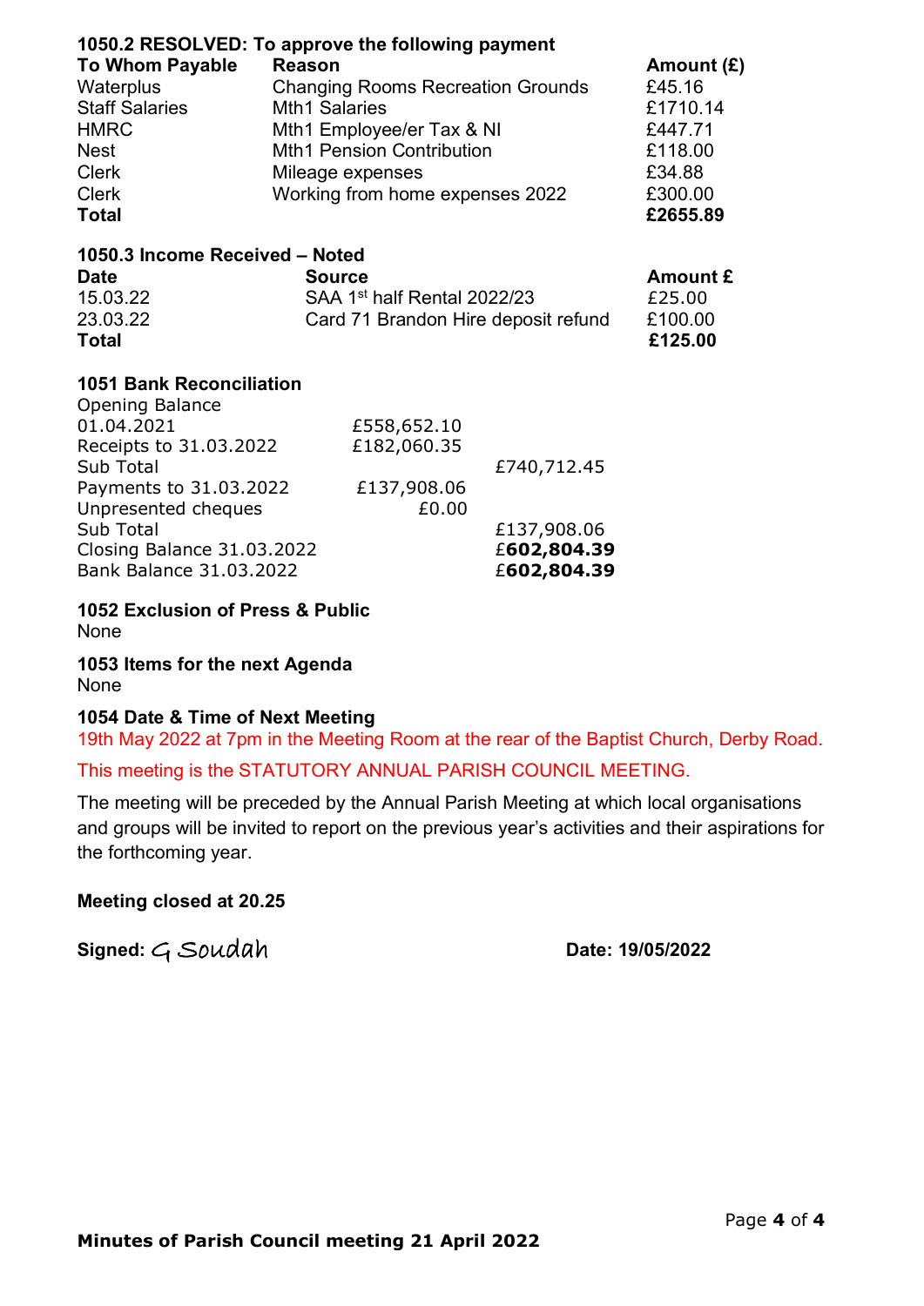**1050.2 RESOLVED: To approve the following payment**

| To Whom Payable | Reason | Amount (£) |
|---|---|---|
| Waterplus | Changing Rooms Recreation Grounds | £45.16 |
| Staff Salaries | Mth1 Salaries | £1710.14 |
| HMRC | Mth1 Employee/er Tax & NI | £447.71 |
| Nest | Mth1 Pension Contribution | £118.00 |
| Clerk | Mileage expenses | £34.88 |
| Clerk | Working from home expenses 2022 | £300.00 |
| **Total** | | **£2655.89** |

**1050.3 Income Received – Noted**

| Date | Source | Amount £ |
|---|---|---|
| 15.03.22 | SAA 1st half Rental 2022/23 | £25.00 |
| 23.03.22 | Card 71 Brandon Hire deposit refund | £100.00 |
| **Total** | | **£125.00** |

**1051 Bank Reconciliation**

| | | |
|---|---|---|
| Opening Balance 01.04.2021 | £558,652.10 | |
| Receipts to 31.03.2022 | £182,060.35 | |
| Sub Total | | £740,712.45 |
| Payments to 31.03.2022 | £137,908.06 | |
| Unpresented cheques | £0.00 | |
| Sub Total | | £137,908.06 |
| Closing Balance 31.03.2022 | | £**602,804.39** |
| Bank Balance 31.03.2022 | | £**602,804.39** |

**1052 Exclusion of Press & Public**

None

**1053 Items for the next Agenda**

None

**1054 Date & Time of Next Meeting**

19th May 2022 at 7pm in the Meeting Room at the rear of the Baptist Church, Derby Road.

This meeting is the STATUTORY ANNUAL PARISH COUNCIL MEETING.

The meeting will be preceded by the Annual Parish Meeting at which local organisations and groups will be invited to report on the previous year's activities and their aspirations for the forthcoming year.

**Meeting closed at 20.25**

**Signed:** G Soudah **Date: 19/05/2022**

**Minutes of Parish Council meeting 21 April 2022**